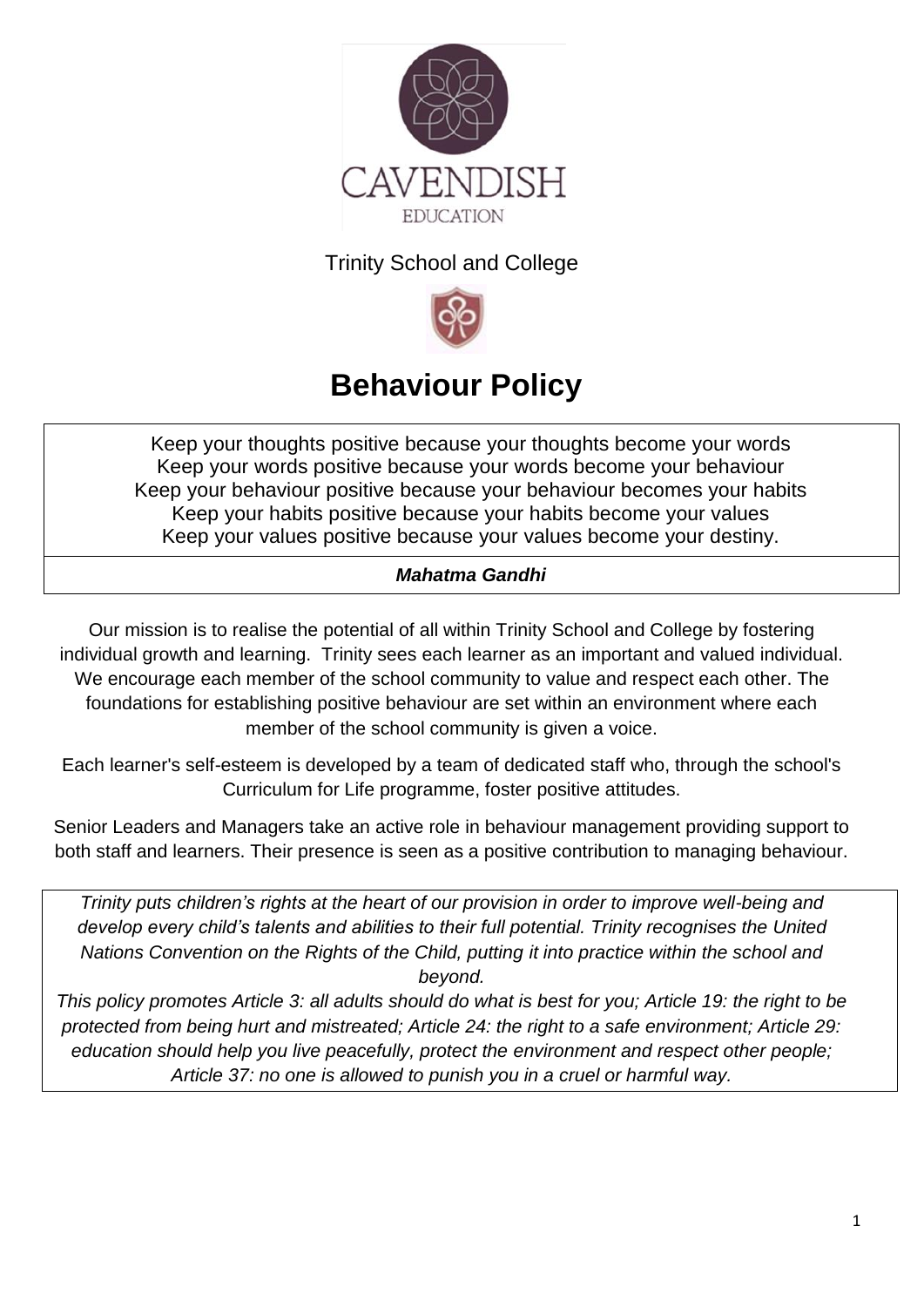CAVENDISH

EDUCATION

Trinity School and College

# Behaviour Policy

Keep your thoughts positive because your thoughts become your words
Keep your words positive because your words become your behaviour
Keep your behaviour positive because your behaviour becomes your habits
Keep your habits positive because your habits become your values
Keep your values positive because your values become your destiny.

***Mahatma Gandhi***

Our mission is to realise the potential of all within Trinity School and College by fostering individual growth and learning. Trinity sees each learner as an important and valued individual. We encourage each member of the school community to value and respect each other. The foundations for establishing positive behaviour are set within an environment where each member of the school community is given a voice.

Each learner's self-esteem is developed by a team of dedicated staff who, through the school's Curriculum for Life programme, foster positive attitudes.

Senior Leaders and Managers take an active role in behaviour management providing support to both staff and learners. Their presence is seen as a positive contribution to managing behaviour.

*Trinity puts children's rights at the heart of our provision in order to improve well-being and develop every child's talents and abilities to their full potential. Trinity recognises the United Nations Convention on the Rights of the Child, putting it into practice within the school and beyond.*

*This policy promotes Article 3: all adults should do what is best for you; Article 19: the right to be protected from being hurt and mistreated; Article 24: the right to a safe environment; Article 29: education should help you live peacefully, protect the environment and respect other people; Article 37: no one is allowed to punish you in a cruel or harmful way.*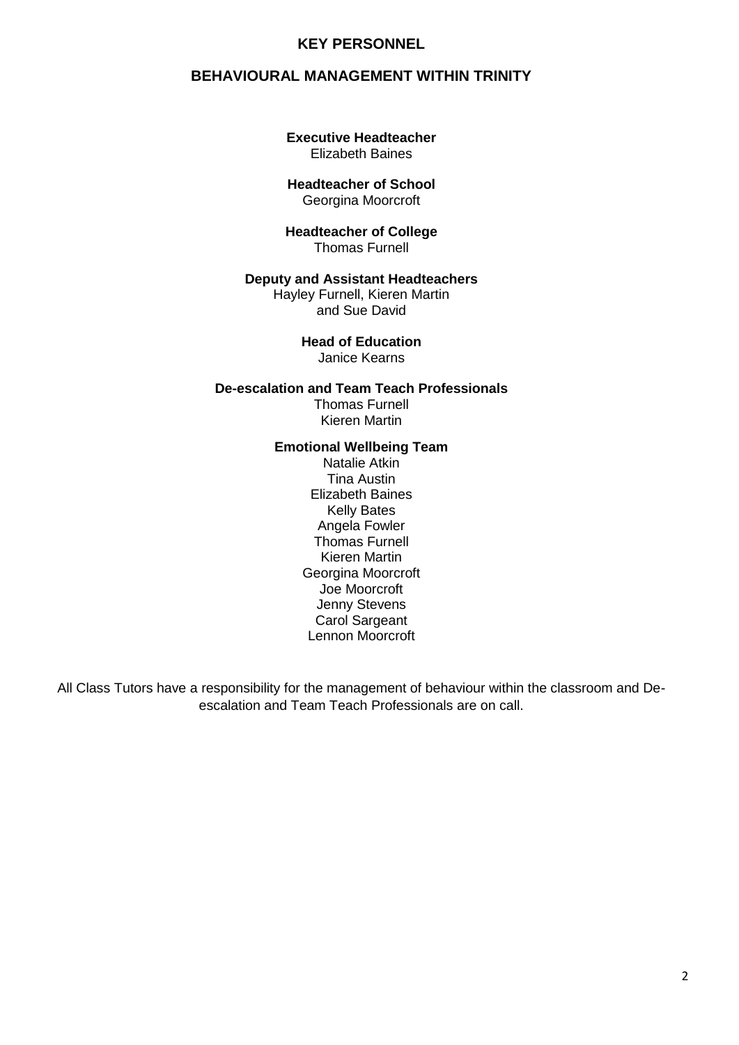# KEY PERSONNEL

## BEHAVIOURAL MANAGEMENT WITHIN TRINITY

**Executive Headteacher**
Elizabeth Baines

**Headteacher of School**
Georgina Moorcroft

**Headteacher of College**
Thomas Furnell

**Deputy and Assistant Headteachers**
Hayley Furnell, Kieren Martin
and Sue David

**Head of Education**
Janice Kearns

**De-escalation and Team Teach Professionals**
Thomas Furnell
Kieren Martin

**Emotional Wellbeing Team**
Natalie Atkin
Tina Austin
Elizabeth Baines
Kelly Bates
Angela Fowler
Thomas Furnell
Kieren Martin
Georgina Moorcroft
Joe Moorcroft
Jenny Stevens
Carol Sargeant
Lennon Moorcroft

All Class Tutors have a responsibility for the management of behaviour within the classroom and De-escalation and Team Teach Professionals are on call.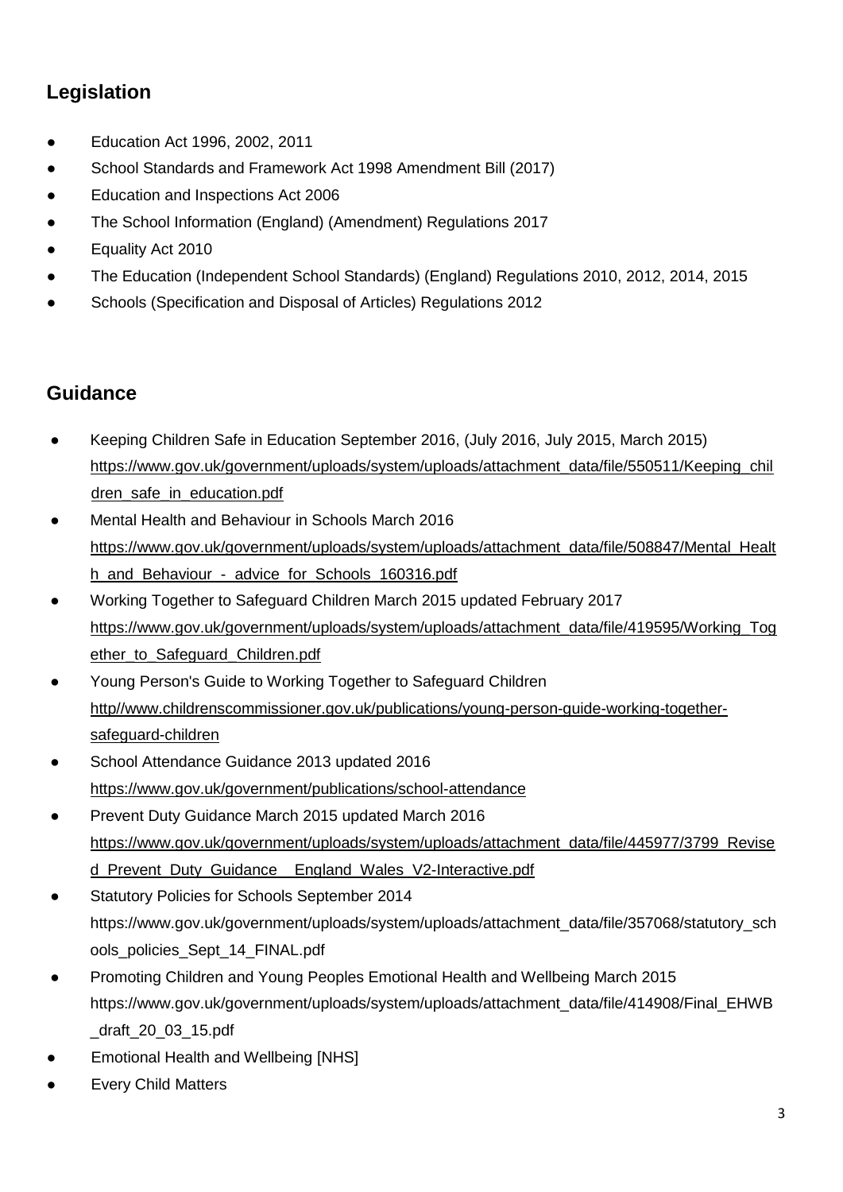## Legislation

- Education Act 1996, 2002, 2011
- School Standards and Framework Act 1998 Amendment Bill (2017)
- Education and Inspections Act 2006
- The School Information (England) (Amendment) Regulations 2017
- Equality Act 2010
- The Education (Independent School Standards) (England) Regulations 2010, 2012, 2014, 2015
- Schools (Specification and Disposal of Articles) Regulations 2012

## Guidance

- Keeping Children Safe in Education September 2016, (July 2016, July 2015, March 2015) https://www.gov.uk/government/uploads/system/uploads/attachment_data/file/550511/Keeping_children_safe_in_education.pdf
- Mental Health and Behaviour in Schools March 2016 https://www.gov.uk/government/uploads/system/uploads/attachment_data/file/508847/Mental_Health_and_Behaviour_-_advice_for_Schools_160316.pdf
- Working Together to Safeguard Children March 2015 updated February 2017 https://www.gov.uk/government/uploads/system/uploads/attachment_data/file/419595/Working_Together_to_Safeguard_Children.pdf
- Young Person's Guide to Working Together to Safeguard Children http//www.childrenscommissioner.gov.uk/publications/young-person-guide-working-together-safeguard-children
- School Attendance Guidance 2013 updated 2016 https://www.gov.uk/government/publications/school-attendance
- Prevent Duty Guidance March 2015 updated March 2016 https://www.gov.uk/government/uploads/system/uploads/attachment_data/file/445977/3799_Revised_Prevent_Duty_Guidance__England_Wales_V2-Interactive.pdf
- Statutory Policies for Schools September 2014 https://www.gov.uk/government/uploads/system/uploads/attachment_data/file/357068/statutory_schools_policies_Sept_14_FINAL.pdf
- Promoting Children and Young Peoples Emotional Health and Wellbeing March 2015 https://www.gov.uk/government/uploads/system/uploads/attachment_data/file/414908/Final_EHWB_draft_20_03_15.pdf
- Emotional Health and Wellbeing [NHS]
- Every Child Matters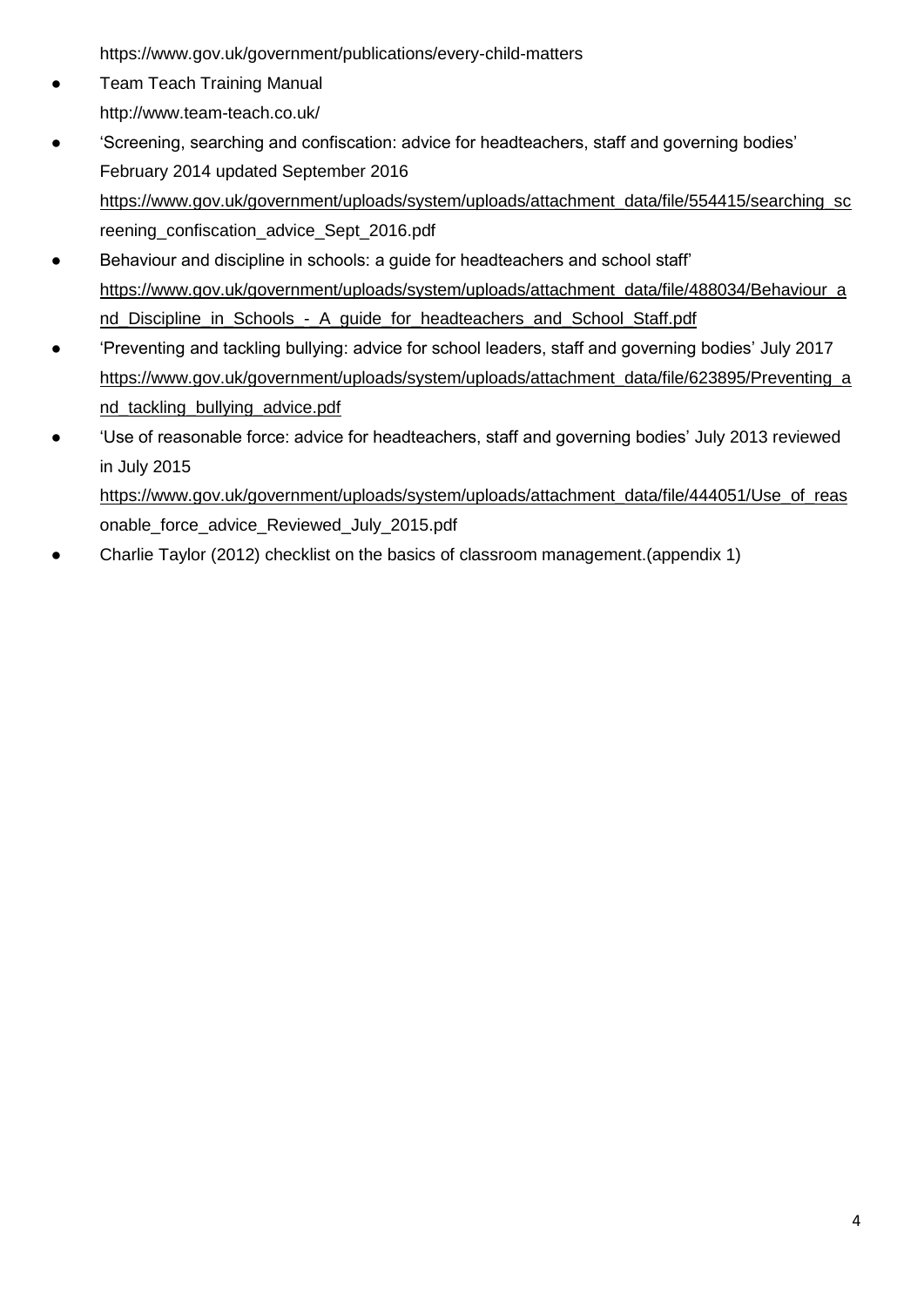https://www.gov.uk/government/publications/every-child-matters

- Team Teach Training Manual
  http://www.team-teach.co.uk/
- 'Screening, searching and confiscation: advice for headteachers, staff and governing bodies' February 2014 updated September 2016
  https://www.gov.uk/government/uploads/system/uploads/attachment_data/file/554415/searching_screening_confiscation_advice_Sept_2016.pdf
- Behaviour and discipline in schools: a guide for headteachers and school staff'
  https://www.gov.uk/government/uploads/system/uploads/attachment_data/file/488034/Behaviour_and_Discipline_in_Schools_-_A_guide_for_headteachers_and_School_Staff.pdf
- 'Preventing and tackling bullying: advice for school leaders, staff and governing bodies' July 2017
  https://www.gov.uk/government/uploads/system/uploads/attachment_data/file/623895/Preventing_and_tackling_bullying_advice.pdf
- 'Use of reasonable force: advice for headteachers, staff and governing bodies' July 2013 reviewed in July 2015
  https://www.gov.uk/government/uploads/system/uploads/attachment_data/file/444051/Use_of_reasonable_force_advice_Reviewed_July_2015.pdf
- Charlie Taylor (2012) checklist on the basics of classroom management.(appendix 1)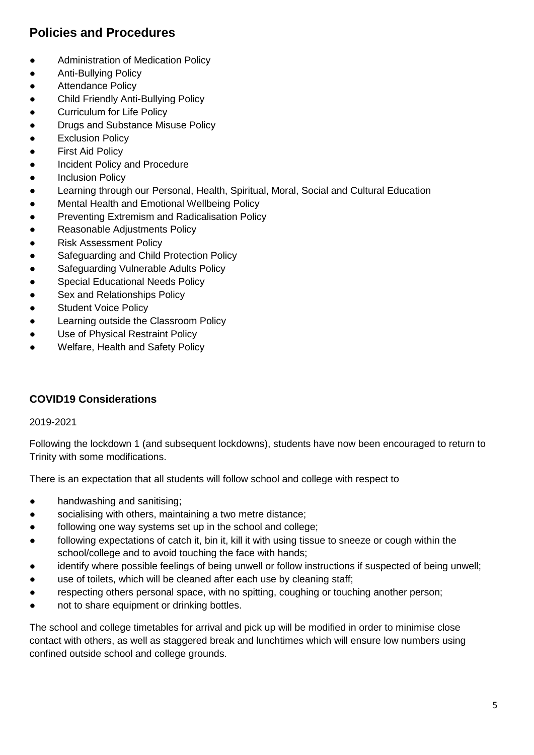## Policies and Procedures

- Administration of Medication Policy
- Anti-Bullying Policy
- Attendance Policy
- Child Friendly Anti-Bullying Policy
- Curriculum for Life Policy
- Drugs and Substance Misuse Policy
- Exclusion Policy
- First Aid Policy
- Incident Policy and Procedure
- Inclusion Policy
- Learning through our Personal, Health, Spiritual, Moral, Social and Cultural Education
- Mental Health and Emotional Wellbeing Policy
- Preventing Extremism and Radicalisation Policy
- Reasonable Adjustments Policy
- Risk Assessment Policy
- Safeguarding and Child Protection Policy
- Safeguarding Vulnerable Adults Policy
- Special Educational Needs Policy
- Sex and Relationships Policy
- Student Voice Policy
- Learning outside the Classroom Policy
- Use of Physical Restraint Policy
- Welfare, Health and Safety Policy

### COVID19 Considerations

2019-2021

Following the lockdown 1 (and subsequent lockdowns), students have now been encouraged to return to Trinity with some modifications.

There is an expectation that all students will follow school and college with respect to

- handwashing and sanitising;
- socialising with others, maintaining a two metre distance;
- following one way systems set up in the school and college;
- following expectations of catch it, bin it, kill it with using tissue to sneeze or cough within the school/college and to avoid touching the face with hands;
- identify where possible feelings of being unwell or follow instructions if suspected of being unwell;
- use of toilets, which will be cleaned after each use by cleaning staff;
- respecting others personal space, with no spitting, coughing or touching another person;
- not to share equipment or drinking bottles.

The school and college timetables for arrival and pick up will be modified in order to minimise close contact with others, as well as staggered break and lunchtimes which will ensure low numbers using confined outside school and college grounds.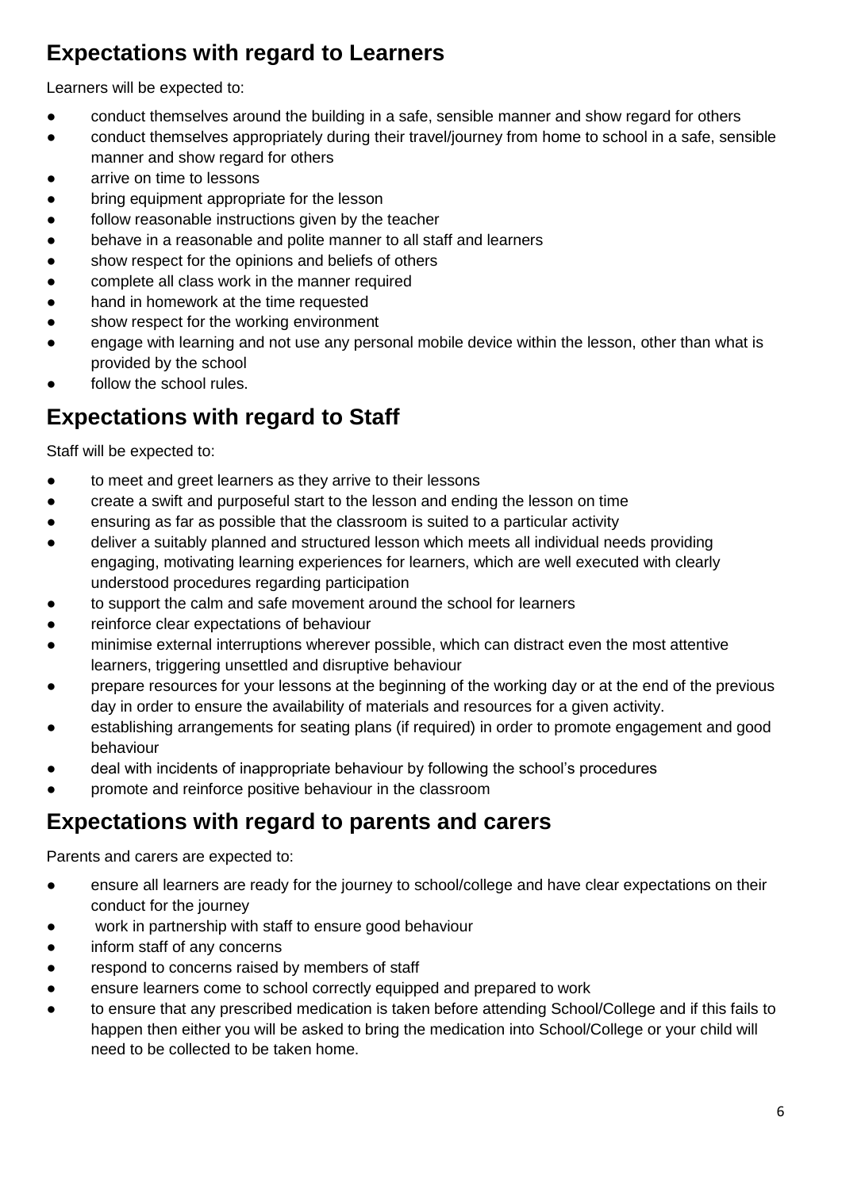## Expectations with regard to Learners

Learners will be expected to:

- conduct themselves around the building in a safe, sensible manner and show regard for others
- conduct themselves appropriately during their travel/journey from home to school in a safe, sensible manner and show regard for others
- arrive on time to lessons
- bring equipment appropriate for the lesson
- follow reasonable instructions given by the teacher
- behave in a reasonable and polite manner to all staff and learners
- show respect for the opinions and beliefs of others
- complete all class work in the manner required
- hand in homework at the time requested
- show respect for the working environment
- engage with learning and not use any personal mobile device within the lesson, other than what is provided by the school
- follow the school rules.

## Expectations with regard to Staff

Staff will be expected to:

- to meet and greet learners as they arrive to their lessons
- create a swift and purposeful start to the lesson and ending the lesson on time
- ensuring as far as possible that the classroom is suited to a particular activity
- deliver a suitably planned and structured lesson which meets all individual needs providing engaging, motivating learning experiences for learners, which are well executed with clearly understood procedures regarding participation
- to support the calm and safe movement around the school for learners
- reinforce clear expectations of behaviour
- minimise external interruptions wherever possible, which can distract even the most attentive learners, triggering unsettled and disruptive behaviour
- prepare resources for your lessons at the beginning of the working day or at the end of the previous day in order to ensure the availability of materials and resources for a given activity.
- establishing arrangements for seating plans (if required) in order to promote engagement and good behaviour
- deal with incidents of inappropriate behaviour by following the school's procedures
- promote and reinforce positive behaviour in the classroom

## Expectations with regard to parents and carers

Parents and carers are expected to:

- ensure all learners are ready for the journey to school/college and have clear expectations on their conduct for the journey
- work in partnership with staff to ensure good behaviour
- inform staff of any concerns
- respond to concerns raised by members of staff
- ensure learners come to school correctly equipped and prepared to work
- to ensure that any prescribed medication is taken before attending School/College and if this fails to happen then either you will be asked to bring the medication into School/College or your child will need to be collected to be taken home.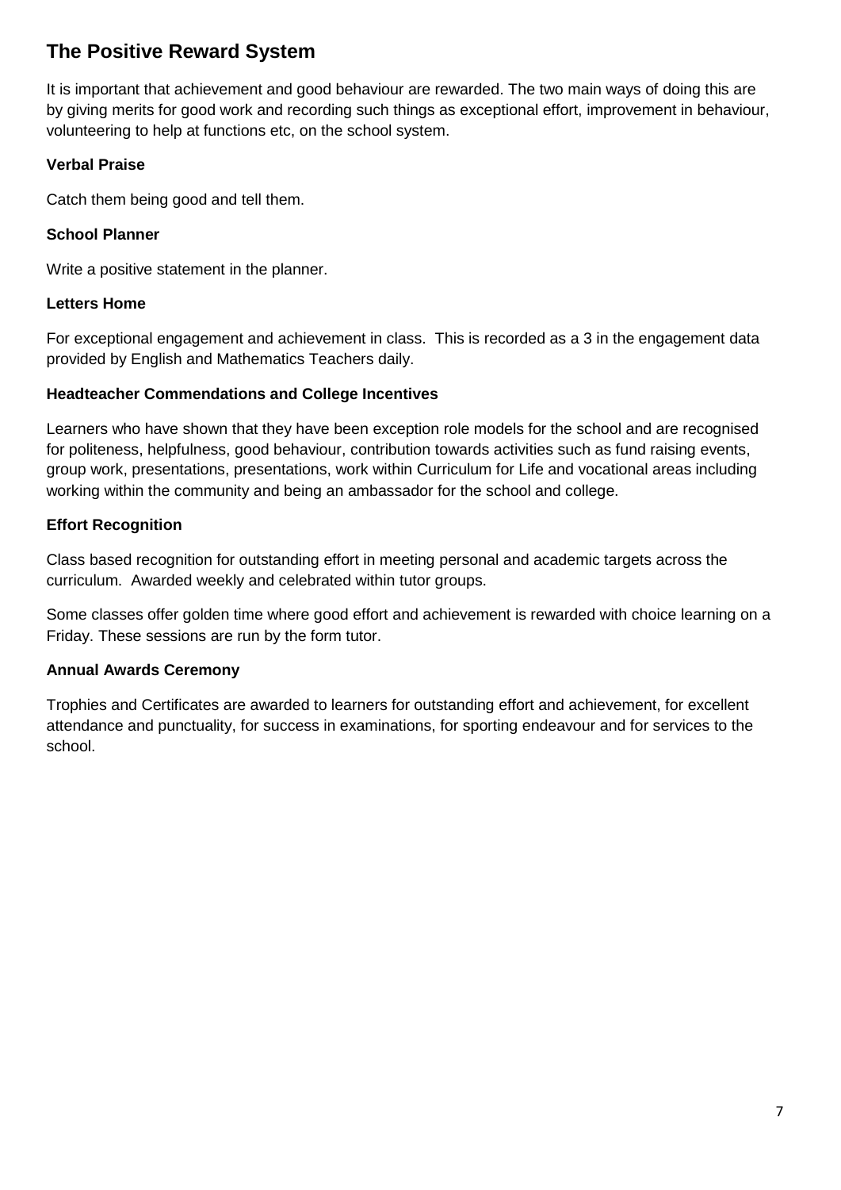## The Positive Reward System

It is important that achievement and good behaviour are rewarded. The two main ways of doing this are by giving merits for good work and recording such things as exceptional effort, improvement in behaviour, volunteering to help at functions etc, on the school system.

### Verbal Praise

Catch them being good and tell them.

### School Planner

Write a positive statement in the planner.

### Letters Home

For exceptional engagement and achievement in class.  This is recorded as a 3 in the engagement data provided by English and Mathematics Teachers daily.

### Headteacher Commendations and College Incentives

Learners who have shown that they have been exception role models for the school and are recognised for politeness, helpfulness, good behaviour, contribution towards activities such as fund raising events, group work, presentations, presentations, work within Curriculum for Life and vocational areas including working within the community and being an ambassador for the school and college.

### Effort Recognition

Class based recognition for outstanding effort in meeting personal and academic targets across the curriculum.  Awarded weekly and celebrated within tutor groups.

Some classes offer golden time where good effort and achievement is rewarded with choice learning on a Friday. These sessions are run by the form tutor.

### Annual Awards Ceremony

Trophies and Certificates are awarded to learners for outstanding effort and achievement, for excellent attendance and punctuality, for success in examinations, for sporting endeavour and for services to the school.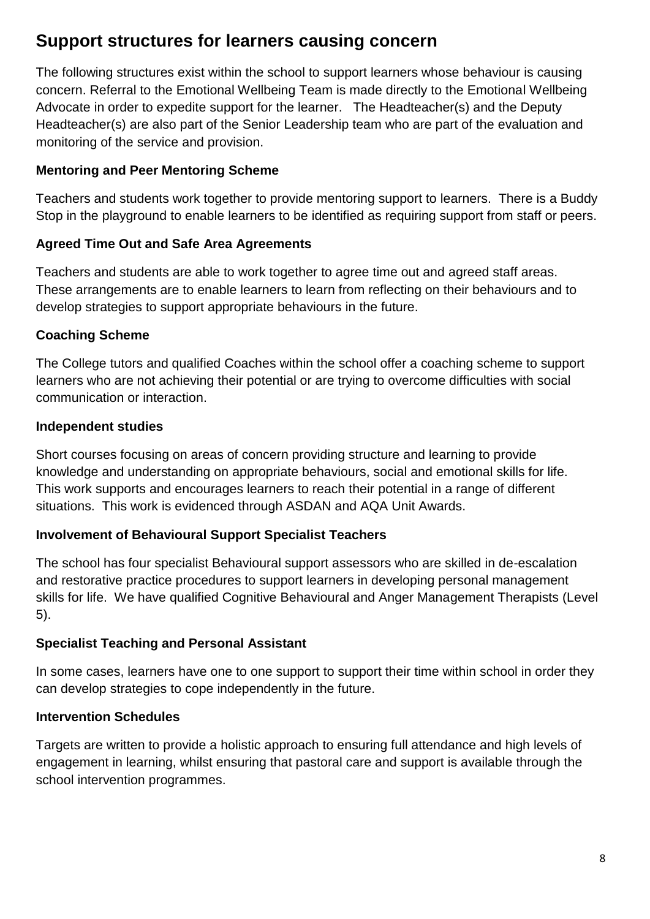## Support structures for learners causing concern

The following structures exist within the school to support learners whose behaviour is causing concern. Referral to the Emotional Wellbeing Team is made directly to the Emotional Wellbeing Advocate in order to expedite support for the learner. The Headteacher(s) and the Deputy Headteacher(s) are also part of the Senior Leadership team who are part of the evaluation and monitoring of the service and provision.

### Mentoring and Peer Mentoring Scheme

Teachers and students work together to provide mentoring support to learners. There is a Buddy Stop in the playground to enable learners to be identified as requiring support from staff or peers.

### Agreed Time Out and Safe Area Agreements

Teachers and students are able to work together to agree time out and agreed staff areas. These arrangements are to enable learners to learn from reflecting on their behaviours and to develop strategies to support appropriate behaviours in the future.

### Coaching Scheme

The College tutors and qualified Coaches within the school offer a coaching scheme to support learners who are not achieving their potential or are trying to overcome difficulties with social communication or interaction.

### Independent studies

Short courses focusing on areas of concern providing structure and learning to provide knowledge and understanding on appropriate behaviours, social and emotional skills for life. This work supports and encourages learners to reach their potential in a range of different situations. This work is evidenced through ASDAN and AQA Unit Awards.

### Involvement of Behavioural Support Specialist Teachers

The school has four specialist Behavioural support assessors who are skilled in de-escalation and restorative practice procedures to support learners in developing personal management skills for life. We have qualified Cognitive Behavioural and Anger Management Therapists (Level 5).

### Specialist Teaching and Personal Assistant

In some cases, learners have one to one support to support their time within school in order they can develop strategies to cope independently in the future.

### Intervention Schedules

Targets are written to provide a holistic approach to ensuring full attendance and high levels of engagement in learning, whilst ensuring that pastoral care and support is available through the school intervention programmes.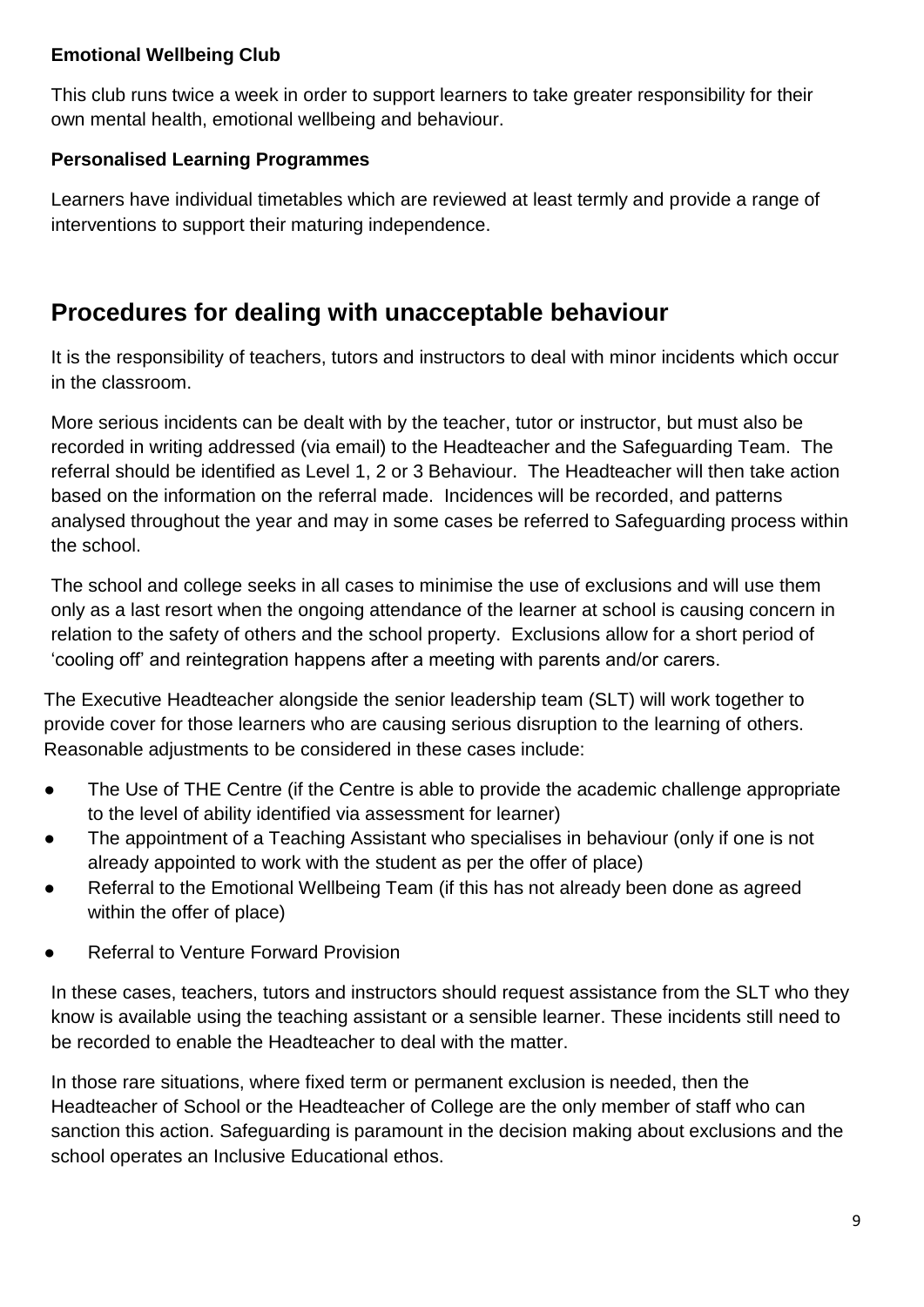**Emotional Wellbeing Club**

This club runs twice a week in order to support learners to take greater responsibility for their own mental health, emotional wellbeing and behaviour.

**Personalised Learning Programmes**

Learners have individual timetables which are reviewed at least termly and provide a range of interventions to support their maturing independence.

## Procedures for dealing with unacceptable behaviour

It is the responsibility of teachers, tutors and instructors to deal with minor incidents which occur in the classroom.

More serious incidents can be dealt with by the teacher, tutor or instructor, but must also be recorded in writing addressed (via email) to the Headteacher and the Safeguarding Team. The referral should be identified as Level 1, 2 or 3 Behaviour. The Headteacher will then take action based on the information on the referral made. Incidences will be recorded, and patterns analysed throughout the year and may in some cases be referred to Safeguarding process within the school.

The school and college seeks in all cases to minimise the use of exclusions and will use them only as a last resort when the ongoing attendance of the learner at school is causing concern in relation to the safety of others and the school property. Exclusions allow for a short period of 'cooling off' and reintegration happens after a meeting with parents and/or carers.

The Executive Headteacher alongside the senior leadership team (SLT) will work together to provide cover for those learners who are causing serious disruption to the learning of others. Reasonable adjustments to be considered in these cases include:

- The Use of THE Centre (if the Centre is able to provide the academic challenge appropriate to the level of ability identified via assessment for learner)
- The appointment of a Teaching Assistant who specialises in behaviour (only if one is not already appointed to work with the student as per the offer of place)
- Referral to the Emotional Wellbeing Team (if this has not already been done as agreed within the offer of place)
- Referral to Venture Forward Provision

In these cases, teachers, tutors and instructors should request assistance from the SLT who they know is available using the teaching assistant or a sensible learner. These incidents still need to be recorded to enable the Headteacher to deal with the matter.

In those rare situations, where fixed term or permanent exclusion is needed, then the Headteacher of School or the Headteacher of College are the only member of staff who can sanction this action. Safeguarding is paramount in the decision making about exclusions and the school operates an Inclusive Educational ethos.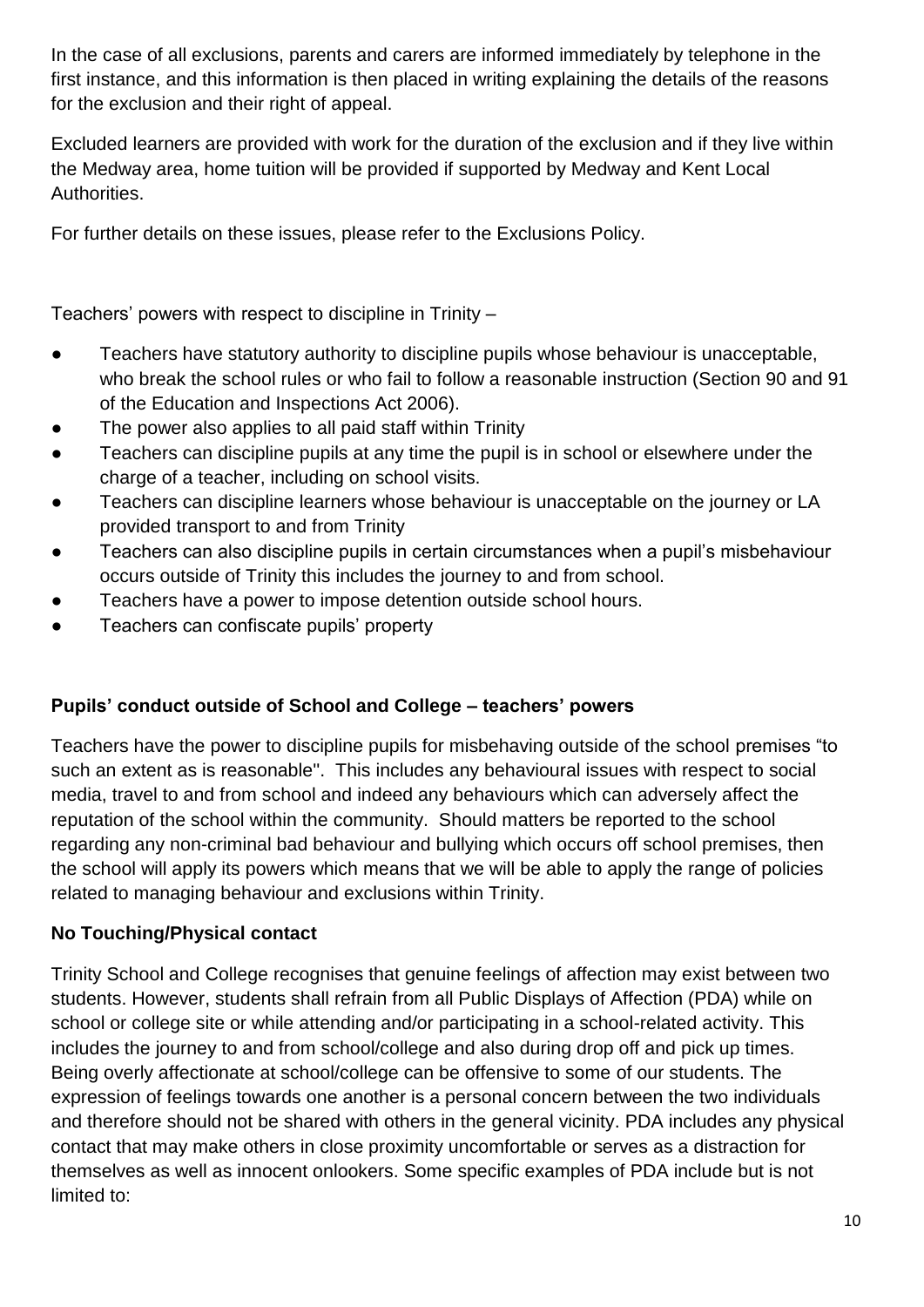In the case of all exclusions, parents and carers are informed immediately by telephone in the first instance, and this information is then placed in writing explaining the details of the reasons for the exclusion and their right of appeal.

Excluded learners are provided with work for the duration of the exclusion and if they live within the Medway area, home tuition will be provided if supported by Medway and Kent Local Authorities.

For further details on these issues, please refer to the Exclusions Policy.

Teachers' powers with respect to discipline in Trinity –

- Teachers have statutory authority to discipline pupils whose behaviour is unacceptable, who break the school rules or who fail to follow a reasonable instruction (Section 90 and 91 of the Education and Inspections Act 2006).
- The power also applies to all paid staff within Trinity
- Teachers can discipline pupils at any time the pupil is in school or elsewhere under the charge of a teacher, including on school visits.
- Teachers can discipline learners whose behaviour is unacceptable on the journey or LA provided transport to and from Trinity
- Teachers can also discipline pupils in certain circumstances when a pupil's misbehaviour occurs outside of Trinity this includes the journey to and from school.
- Teachers have a power to impose detention outside school hours.
- Teachers can confiscate pupils' property

**Pupils' conduct outside of School and College – teachers' powers**

Teachers have the power to discipline pupils for misbehaving outside of the school premises "to such an extent as is reasonable". This includes any behavioural issues with respect to social media, travel to and from school and indeed any behaviours which can adversely affect the reputation of the school within the community. Should matters be reported to the school regarding any non-criminal bad behaviour and bullying which occurs off school premises, then the school will apply its powers which means that we will be able to apply the range of policies related to managing behaviour and exclusions within Trinity.

**No Touching/Physical contact**

Trinity School and College recognises that genuine feelings of affection may exist between two students. However, students shall refrain from all Public Displays of Affection (PDA) while on school or college site or while attending and/or participating in a school-related activity. This includes the journey to and from school/college and also during drop off and pick up times. Being overly affectionate at school/college can be offensive to some of our students. The expression of feelings towards one another is a personal concern between the two individuals and therefore should not be shared with others in the general vicinity. PDA includes any physical contact that may make others in close proximity uncomfortable or serves as a distraction for themselves as well as innocent onlookers. Some specific examples of PDA include but is not limited to: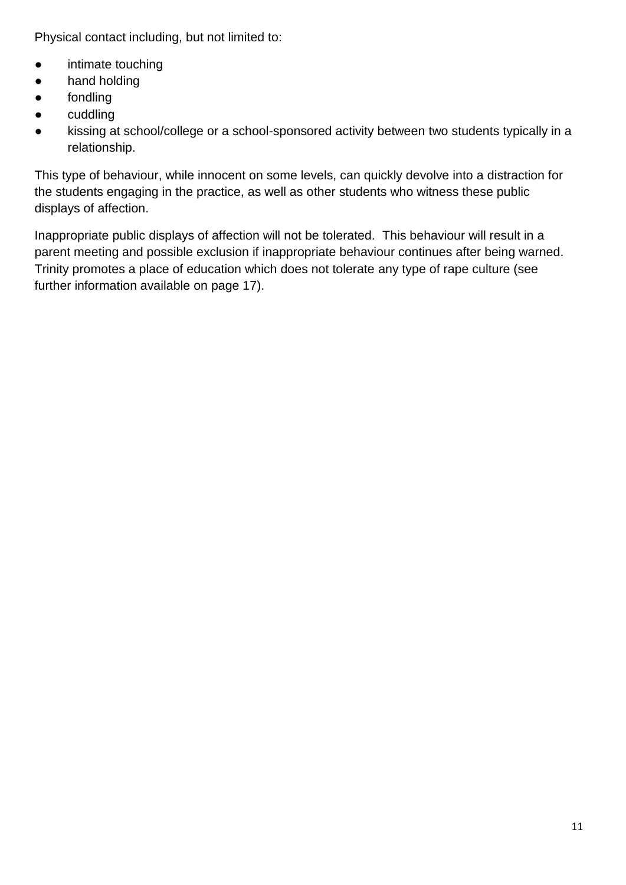Physical contact including, but not limited to:

- intimate touching
- hand holding
- fondling
- cuddling
- kissing at school/college or a school-sponsored activity between two students typically in a relationship.

This type of behaviour, while innocent on some levels, can quickly devolve into a distraction for the students engaging in the practice, as well as other students who witness these public displays of affection.

Inappropriate public displays of affection will not be tolerated. This behaviour will result in a parent meeting and possible exclusion if inappropriate behaviour continues after being warned. Trinity promotes a place of education which does not tolerate any type of rape culture (see further information available on page 17).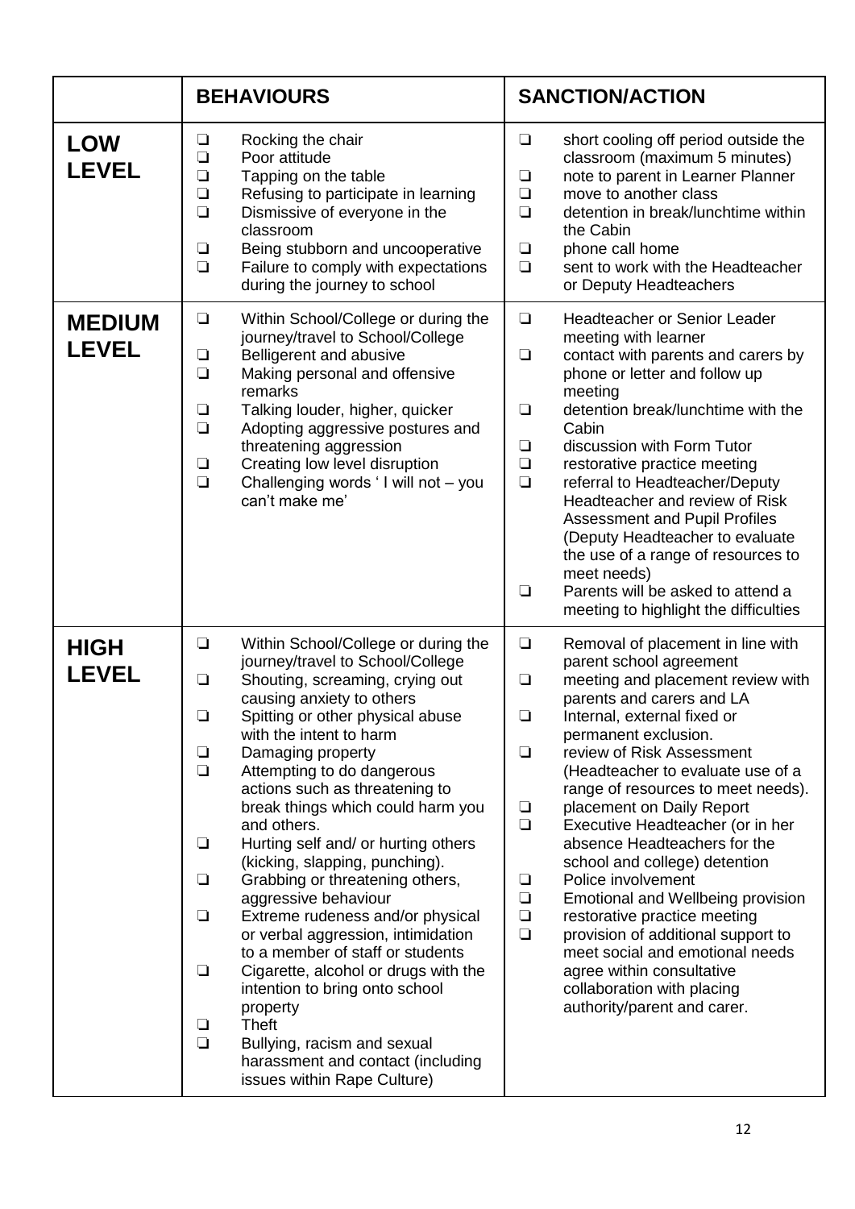| | **BEHAVIOURS** | **SANCTION/ACTION** |
|---|---|---|
| **LOW LEVEL** | ❑ Rocking the chair<br>❑ Poor attitude<br>❑ Tapping on the table<br>❑ Refusing to participate in learning<br>❑ Dismissive of everyone in the classroom<br>❑ Being stubborn and uncooperative<br>❑ Failure to comply with expectations during the journey to school | ❑ short cooling off period outside the classroom (maximum 5 minutes)<br>❑ note to parent in Learner Planner<br>❑ move to another class<br>❑ detention in break/lunchtime within the Cabin<br>❑ phone call home<br>❑ sent to work with the Headteacher or Deputy Headteachers |
| **MEDIUM LEVEL** | ❑ Within School/College or during the journey/travel to School/College<br>❑ Belligerent and abusive<br>❑ Making personal and offensive remarks<br>❑ Talking louder, higher, quicker<br>❑ Adopting aggressive postures and threatening aggression<br>❑ Creating low level disruption<br>❑ Challenging words ' I will not – you can't make me' | ❑ Headteacher or Senior Leader meeting with learner<br>❑ contact with parents and carers by phone or letter and follow up meeting<br>❑ detention break/lunchtime with the Cabin<br>❑ discussion with Form Tutor<br>❑ restorative practice meeting<br>❑ referral to Headteacher/Deputy Headteacher and review of Risk Assessment and Pupil Profiles (Deputy Headteacher to evaluate the use of a range of resources to meet needs)<br>❑ Parents will be asked to attend a meeting to highlight the difficulties |
| **HIGH LEVEL** | ❑ Within School/College or during the journey/travel to School/College<br>❑ Shouting, screaming, crying out causing anxiety to others<br>❑ Spitting or other physical abuse with the intent to harm<br>❑ Damaging property<br>❑ Attempting to do dangerous actions such as threatening to break things which could harm you and others.<br>❑ Hurting self and/ or hurting others (kicking, slapping, punching).<br>❑ Grabbing or threatening others, aggressive behaviour<br>❑ Extreme rudeness and/or physical or verbal aggression, intimidation to a member of staff or students<br>❑ Cigarette, alcohol or drugs with the intention to bring onto school property<br>❑ Theft<br>❑ Bullying, racism and sexual harassment and contact (including issues within Rape Culture) | ❑ Removal of placement in line with parent school agreement<br>❑ meeting and placement review with parents and carers and LA<br>❑ Internal, external fixed or permanent exclusion.<br>❑ review of Risk Assessment (Headteacher to evaluate use of a range of resources to meet needs).<br>❑ placement on Daily Report<br>❑ Executive Headteacher (or in her absence Headteachers for the school and college) detention<br>❑ Police involvement<br>❑ Emotional and Wellbeing provision<br>❑ restorative practice meeting<br>❑ provision of additional support to meet social and emotional needs agree within consultative collaboration with placing authority/parent and carer. |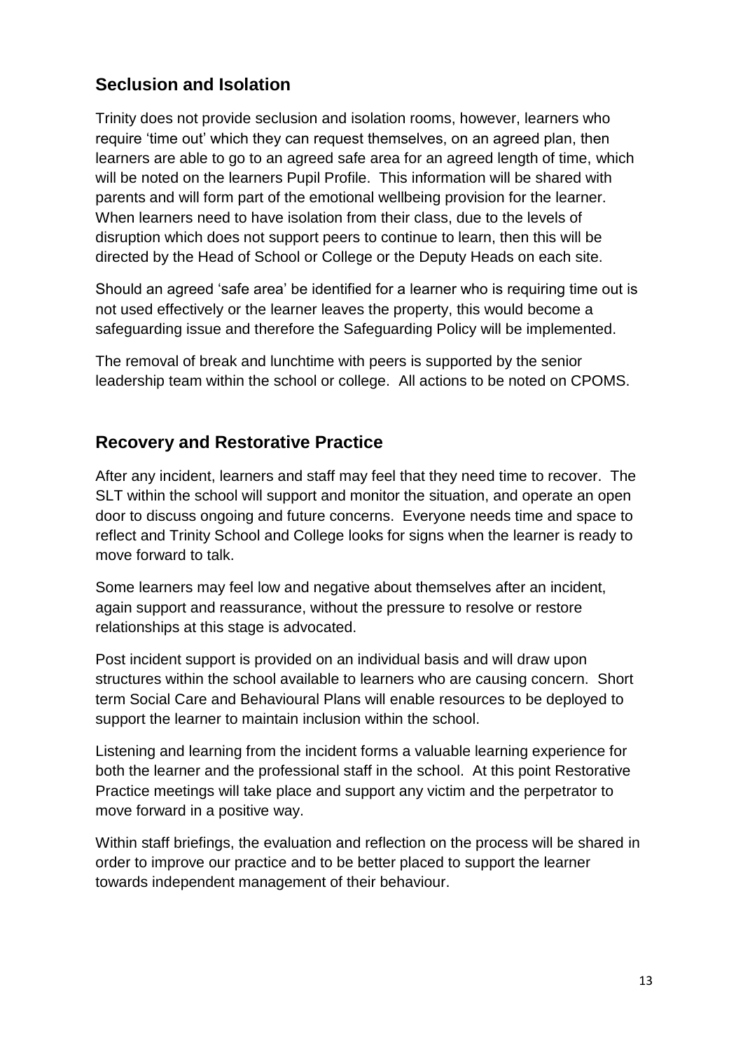## Seclusion and Isolation

Trinity does not provide seclusion and isolation rooms, however, learners who require 'time out' which they can request themselves, on an agreed plan, then learners are able to go to an agreed safe area for an agreed length of time, which will be noted on the learners Pupil Profile. This information will be shared with parents and will form part of the emotional wellbeing provision for the learner. When learners need to have isolation from their class, due to the levels of disruption which does not support peers to continue to learn, then this will be directed by the Head of School or College or the Deputy Heads on each site.

Should an agreed 'safe area' be identified for a learner who is requiring time out is not used effectively or the learner leaves the property, this would become a safeguarding issue and therefore the Safeguarding Policy will be implemented.

The removal of break and lunchtime with peers is supported by the senior leadership team within the school or college. All actions to be noted on CPOMS.

## Recovery and Restorative Practice

After any incident, learners and staff may feel that they need time to recover. The SLT within the school will support and monitor the situation, and operate an open door to discuss ongoing and future concerns. Everyone needs time and space to reflect and Trinity School and College looks for signs when the learner is ready to move forward to talk.

Some learners may feel low and negative about themselves after an incident, again support and reassurance, without the pressure to resolve or restore relationships at this stage is advocated.

Post incident support is provided on an individual basis and will draw upon structures within the school available to learners who are causing concern. Short term Social Care and Behavioural Plans will enable resources to be deployed to support the learner to maintain inclusion within the school.

Listening and learning from the incident forms a valuable learning experience for both the learner and the professional staff in the school. At this point Restorative Practice meetings will take place and support any victim and the perpetrator to move forward in a positive way.

Within staff briefings, the evaluation and reflection on the process will be shared in order to improve our practice and to be better placed to support the learner towards independent management of their behaviour.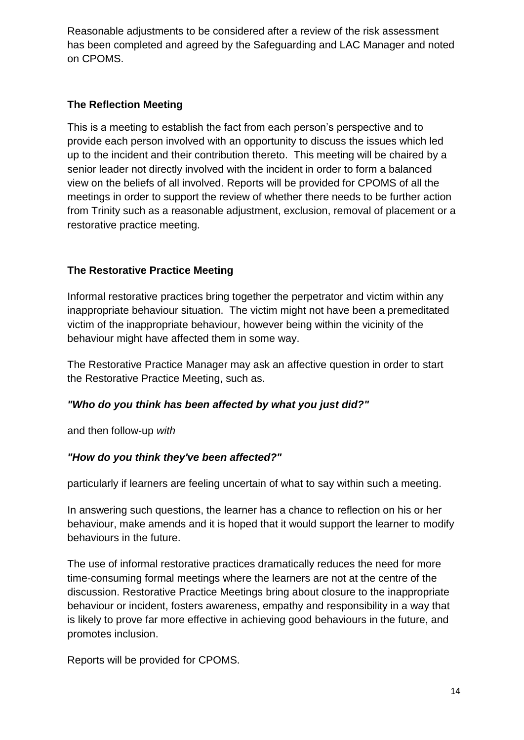Reasonable adjustments to be considered after a review of the risk assessment has been completed and agreed by the Safeguarding and LAC Manager and noted on CPOMS.

**The Reflection Meeting**

This is a meeting to establish the fact from each person's perspective and to provide each person involved with an opportunity to discuss the issues which led up to the incident and their contribution thereto. This meeting will be chaired by a senior leader not directly involved with the incident in order to form a balanced view on the beliefs of all involved. Reports will be provided for CPOMS of all the meetings in order to support the review of whether there needs to be further action from Trinity such as a reasonable adjustment, exclusion, removal of placement or a restorative practice meeting.

**The Restorative Practice Meeting**

Informal restorative practices bring together the perpetrator and victim within any inappropriate behaviour situation. The victim might not have been a premeditated victim of the inappropriate behaviour, however being within the vicinity of the behaviour might have affected them in some way.

The Restorative Practice Manager may ask an affective question in order to start the Restorative Practice Meeting, such as.

***"Who do you think has been affected by what you just did?"***

and then follow-up *with*

***"How do you think they've been affected?"***

particularly if learners are feeling uncertain of what to say within such a meeting.

In answering such questions, the learner has a chance to reflection on his or her behaviour, make amends and it is hoped that it would support the learner to modify behaviours in the future.

The use of informal restorative practices dramatically reduces the need for more time-consuming formal meetings where the learners are not at the centre of the discussion. Restorative Practice Meetings bring about closure to the inappropriate behaviour or incident, fosters awareness, empathy and responsibility in a way that is likely to prove far more effective in achieving good behaviours in the future, and promotes inclusion.

Reports will be provided for CPOMS.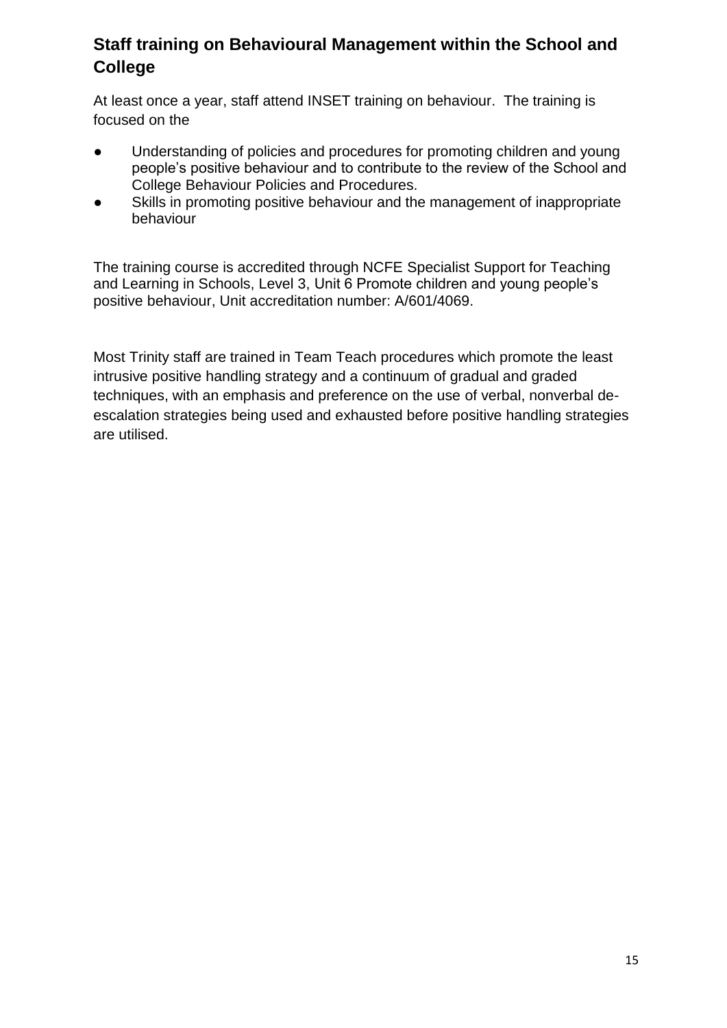## Staff training on Behavioural Management within the School and College

At least once a year, staff attend INSET training on behaviour. The training is focused on the

- Understanding of policies and procedures for promoting children and young people's positive behaviour and to contribute to the review of the School and College Behaviour Policies and Procedures.
- Skills in promoting positive behaviour and the management of inappropriate behaviour

The training course is accredited through NCFE Specialist Support for Teaching and Learning in Schools, Level 3, Unit 6 Promote children and young people's positive behaviour, Unit accreditation number: A/601/4069.

Most Trinity staff are trained in Team Teach procedures which promote the least intrusive positive handling strategy and a continuum of gradual and graded techniques, with an emphasis and preference on the use of verbal, nonverbal de-escalation strategies being used and exhausted before positive handling strategies are utilised.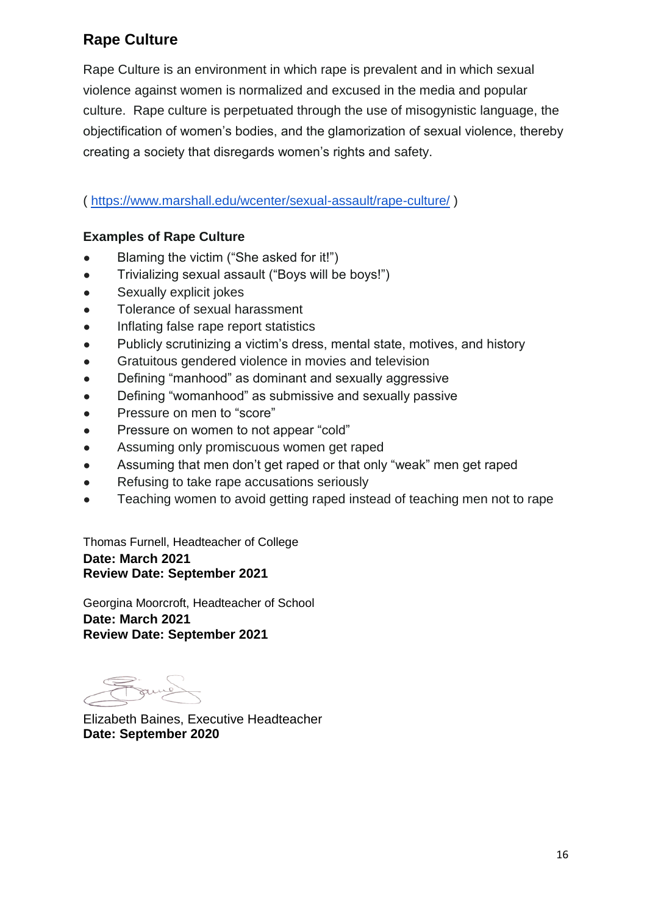## Rape Culture

Rape Culture is an environment in which rape is prevalent and in which sexual violence against women is normalized and excused in the media and popular culture. Rape culture is perpetuated through the use of misogynistic language, the objectification of women's bodies, and the glamorization of sexual violence, thereby creating a society that disregards women's rights and safety.

( https://www.marshall.edu/wcenter/sexual-assault/rape-culture/ )

### Examples of Rape Culture

- Blaming the victim ("She asked for it!")
- Trivializing sexual assault ("Boys will be boys!")
- Sexually explicit jokes
- Tolerance of sexual harassment
- Inflating false rape report statistics
- Publicly scrutinizing a victim's dress, mental state, motives, and history
- Gratuitous gendered violence in movies and television
- Defining "manhood" as dominant and sexually aggressive
- Defining "womanhood" as submissive and sexually passive
- Pressure on men to "score"
- Pressure on women to not appear "cold"
- Assuming only promiscuous women get raped
- Assuming that men don't get raped or that only "weak" men get raped
- Refusing to take rape accusations seriously
- Teaching women to avoid getting raped instead of teaching men not to rape

Thomas Furnell, Headteacher of College
**Date: March 2021**
**Review Date: September 2021**

Georgina Moorcroft, Headteacher of School
**Date: March 2021**
**Review Date: September 2021**

Elizabeth Baines, Executive Headteacher
**Date: September 2020**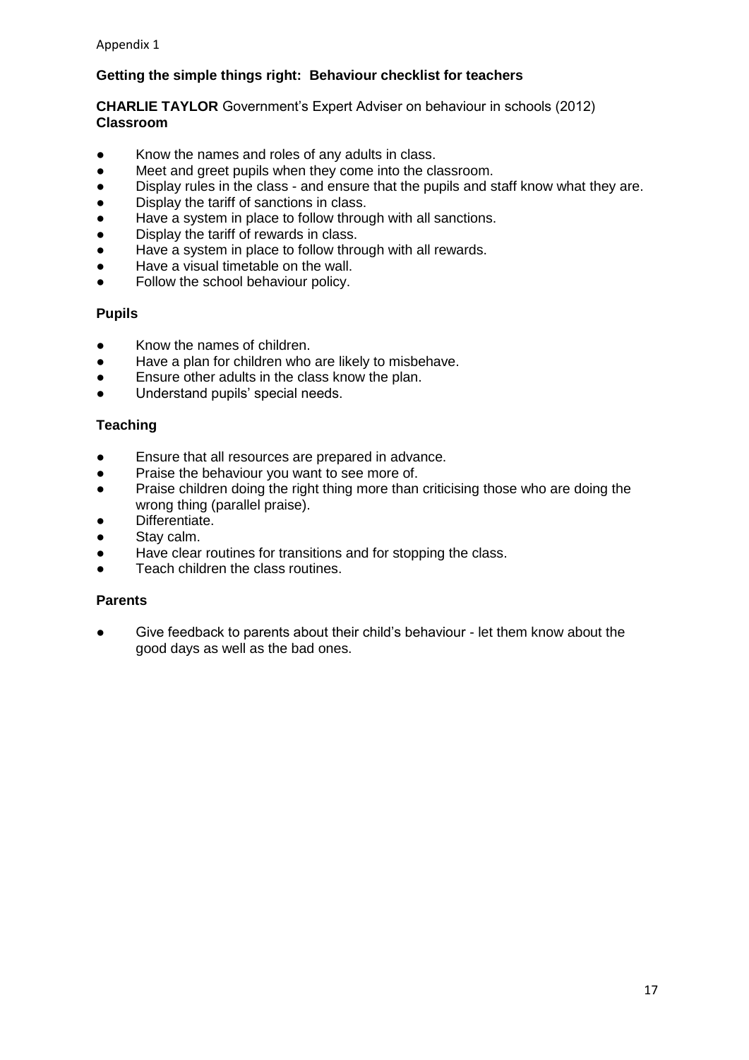Appendix 1

## Getting the simple things right: Behaviour checklist for teachers

**CHARLIE TAYLOR** Government's Expert Adviser on behaviour in schools (2012)

### Classroom

- Know the names and roles of any adults in class.
- Meet and greet pupils when they come into the classroom.
- Display rules in the class - and ensure that the pupils and staff know what they are.
- Display the tariff of sanctions in class.
- Have a system in place to follow through with all sanctions.
- Display the tariff of rewards in class.
- Have a system in place to follow through with all rewards.
- Have a visual timetable on the wall.
- Follow the school behaviour policy.

### Pupils

- Know the names of children.
- Have a plan for children who are likely to misbehave.
- Ensure other adults in the class know the plan.
- Understand pupils' special needs.

### Teaching

- Ensure that all resources are prepared in advance.
- Praise the behaviour you want to see more of.
- Praise children doing the right thing more than criticising those who are doing the wrong thing (parallel praise).
- Differentiate.
- Stay calm.
- Have clear routines for transitions and for stopping the class.
- Teach children the class routines.

### Parents

- Give feedback to parents about their child's behaviour - let them know about the good days as well as the bad ones.